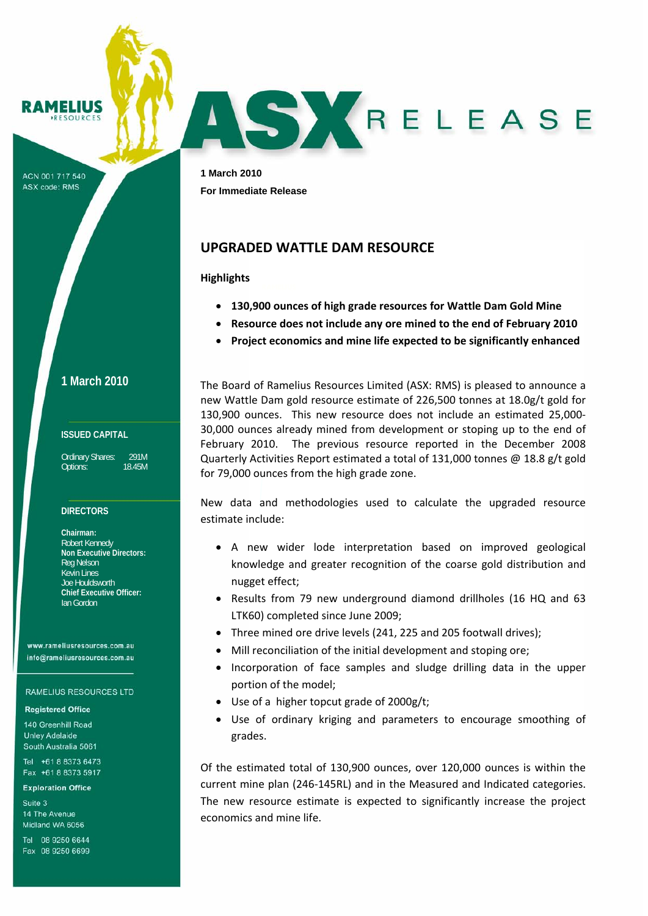RAMELIUS RESOURCES

# ASX RELEASE

ACN 001 717 540
ASX code: RMS

**1 March 2010**

**For Immediate Release**

## UPGRADED WATTLE DAM RESOURCE

**Highlights**

- **130,900 ounces of high grade resources for Wattle Dam Gold Mine**
- **Resource does not include any ore mined to the end of February 2010**
- **Project economics and mine life expected to be significantly enhanced**

The Board of Ramelius Resources Limited (ASX: RMS) is pleased to announce a new Wattle Dam gold resource estimate of 226,500 tonnes at 18.0g/t gold for 130,900 ounces. This new resource does not include an estimated 25,000-30,000 ounces already mined from development or stoping up to the end of February 2010. The previous resource reported in the December 2008 Quarterly Activities Report estimated a total of 131,000 tonnes @ 18.8 g/t gold for 79,000 ounces from the high grade zone.

New data and methodologies used to calculate the upgraded resource estimate include:

- A new wider lode interpretation based on improved geological knowledge and greater recognition of the coarse gold distribution and nugget effect;
- Results from 79 new underground diamond drillholes (16 HQ and 63 LTK60) completed since June 2009;
- Three mined ore drive levels (241, 225 and 205 footwall drives);
- Mill reconciliation of the initial development and stoping ore;
- Incorporation of face samples and sludge drilling data in the upper portion of the model;
- Use of a higher topcut grade of 2000g/t;
- Use of ordinary kriging and parameters to encourage smoothing of grades.

Of the estimated total of 130,900 ounces, over 120,000 ounces is within the current mine plan (246-145RL) and in the Measured and Indicated categories. The new resource estimate is expected to significantly increase the project economics and mine life.

**1 March 2010**

**ISSUED CAPITAL**

Ordinary Shares: 291M
Options: 18.45M

**DIRECTORS**

**Chairman:**
Robert Kennedy
**Non Executive Directors:**
Reg Nelson
Kevin Lines
Joe Houldsworth
**Chief Executive Officer:**
Ian Gordon

www.rameliusresources.com.au
info@rameliusresources.com.au

RAMELIUS RESOURCES LTD

**Registered Office**

140 Greenhill Road
Unley Adelaide
South Australia 5061

Tel +61 8 8373 6473
Fax +61 8 8373 5917

**Exploration Office**

Suite 3
14 The Avenue
Midland WA 6056

Tel 08 9250 6644
Fax 08 9250 6699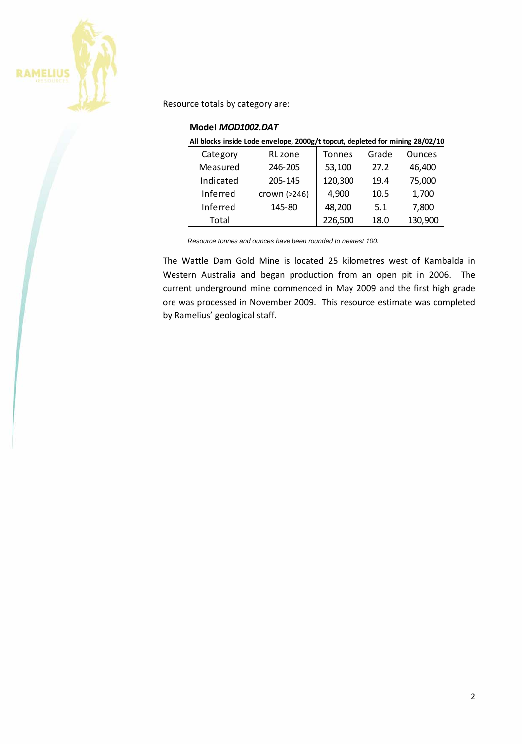Resource totals by category are:

**Model *MOD1002.DAT***

**All blocks inside Lode envelope, 2000g/t topcut, depleted for mining 28/02/10**

| Category | RL zone | Tonnes | Grade | Ounces |
|---|---|---|---|---|
| Measured | 246-205 | 53,100 | 27.2 | 46,400 |
| Indicated | 205-145 | 120,300 | 19.4 | 75,000 |
| Inferred | crown (>246) | 4,900 | 10.5 | 1,700 |
| Inferred | 145-80 | 48,200 | 5.1 | 7,800 |
| Total | | 226,500 | 18.0 | 130,900 |

*Resource tonnes and ounces have been rounded to nearest 100.*

The Wattle Dam Gold Mine is located 25 kilometres west of Kambalda in Western Australia and began production from an open pit in 2006. The current underground mine commenced in May 2009 and the first high grade ore was processed in November 2009. This resource estimate was completed by Ramelius' geological staff.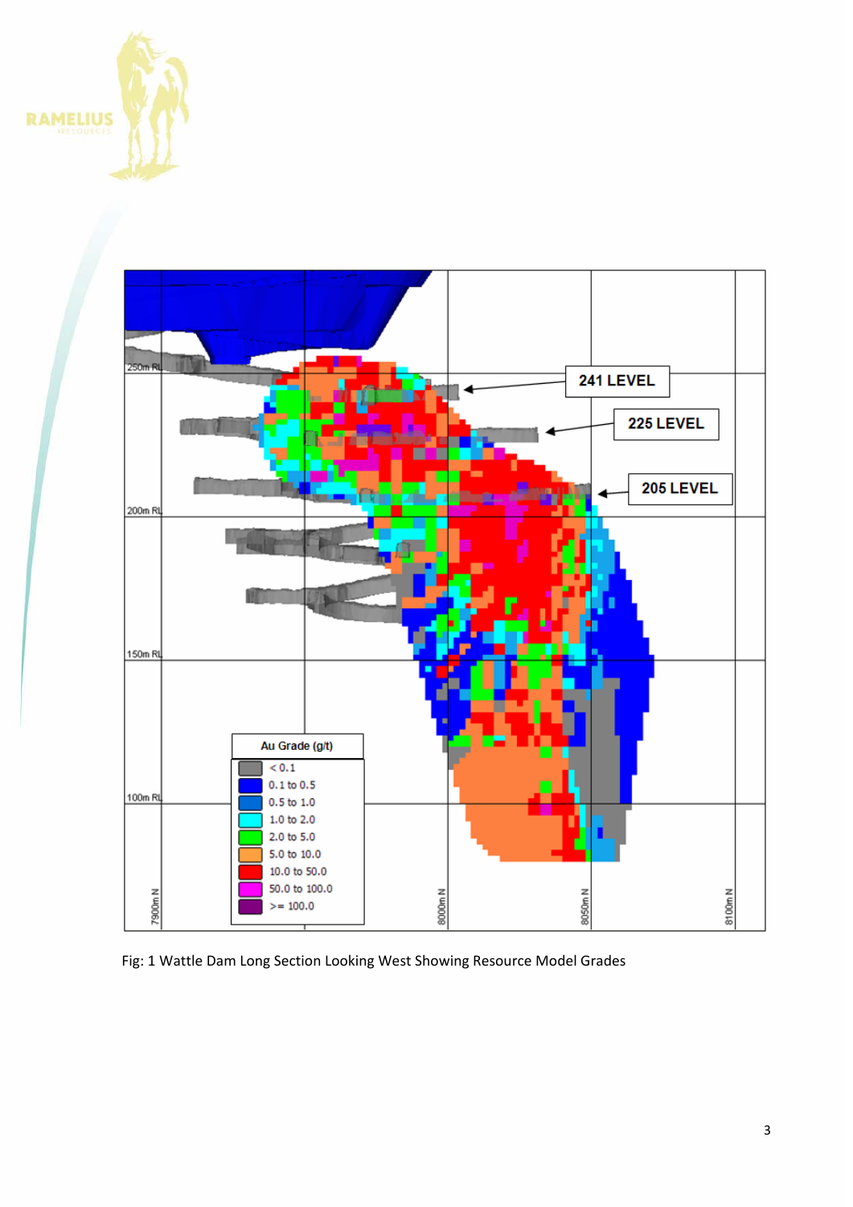Fig: 1 Wattle Dam Long Section Looking West Showing Resource Model Grades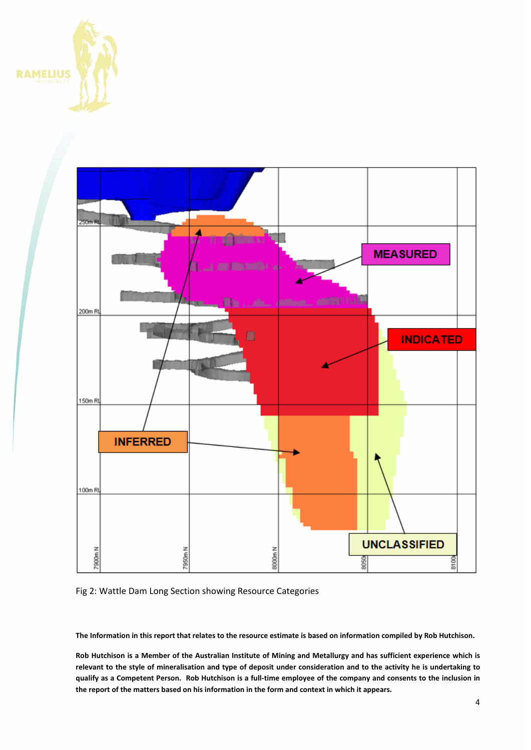Fig 2: Wattle Dam Long Section showing Resource Categories

**The Information in this report that relates to the resource estimate is based on information compiled by Rob Hutchison.**

**Rob Hutchison is a Member of the Australian Institute of Mining and Metallurgy and has sufficient experience which is relevant to the style of mineralisation and type of deposit under consideration and to the activity he is undertaking to qualify as a Competent Person. Rob Hutchison is a full-time employee of the company and consents to the inclusion in the report of the matters based on his information in the form and context in which it appears.**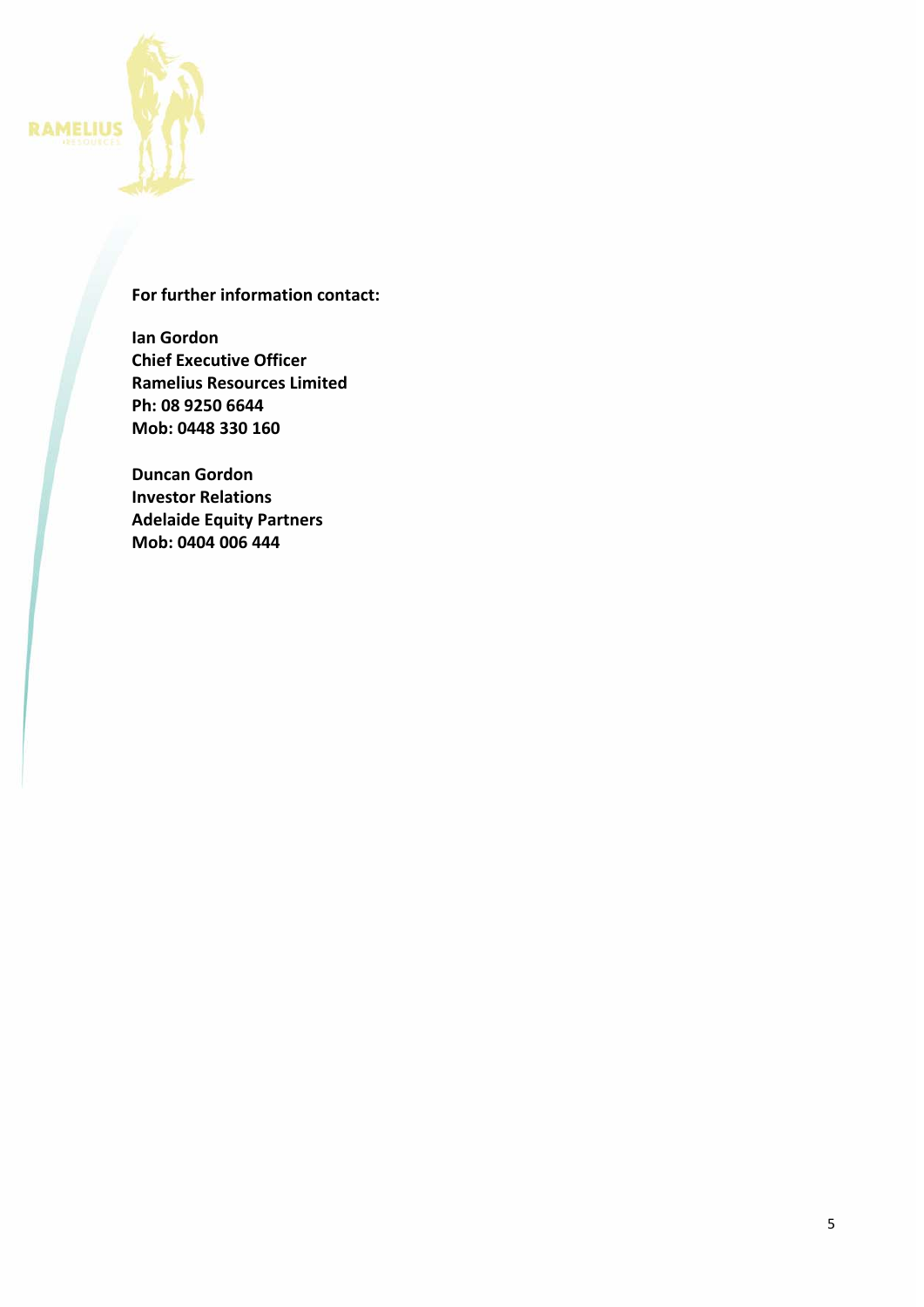**For further information contact:**

**Ian Gordon**
**Chief Executive Officer**
**Ramelius Resources Limited**
**Ph: 08 9250 6644**
**Mob: 0448 330 160**

**Duncan Gordon**
**Investor Relations**
**Adelaide Equity Partners**
**Mob: 0404 006 444**